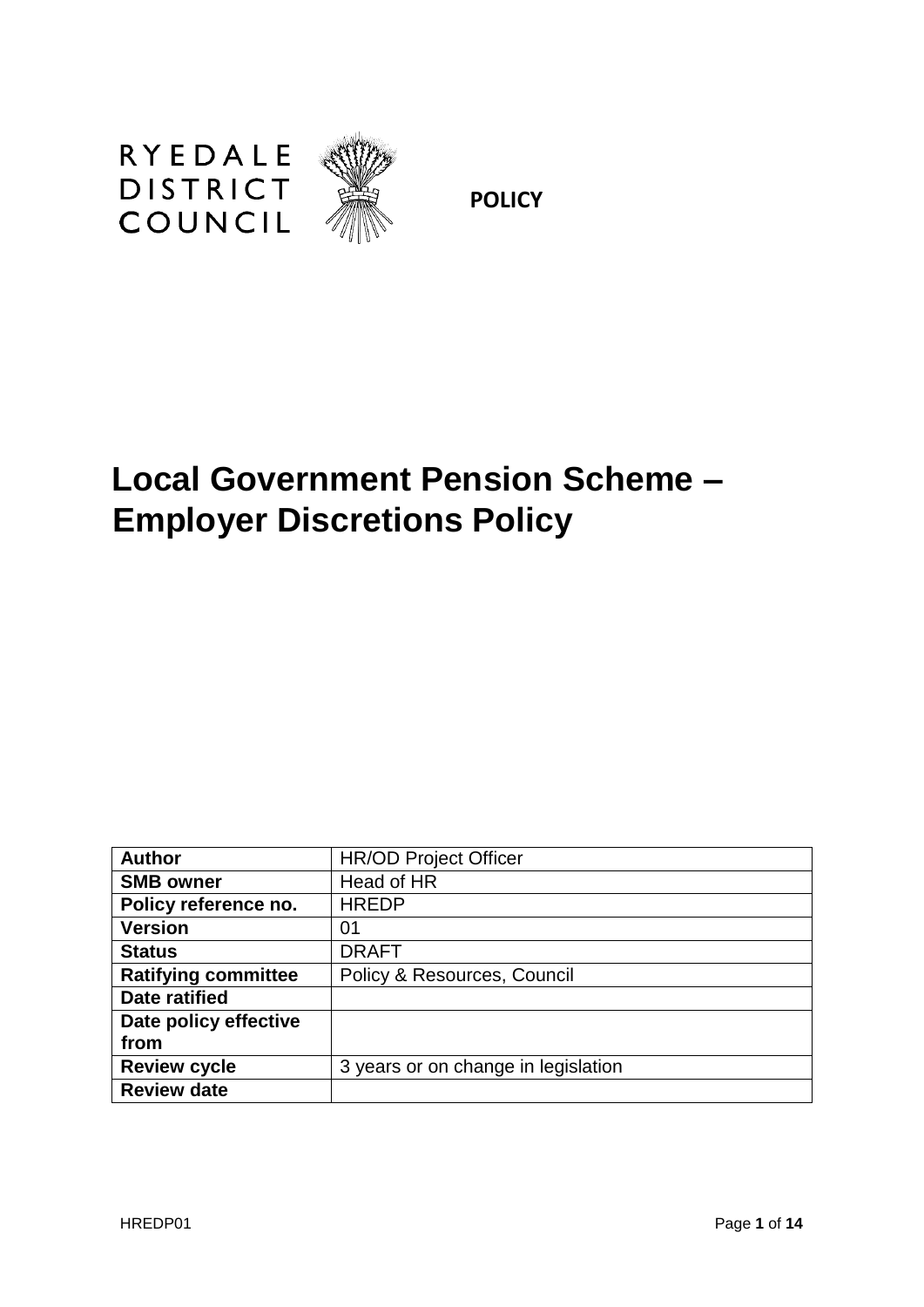RYEDALE DISTRICT COUNCIL

**POLICY**

# Local Government Pension Scheme – Employer Discretions Policy

| **Author** | HR/OD Project Officer |
|---|---|
| **SMB owner** | Head of HR |
| **Policy reference no.** | HREDP |
| **Version** | 01 |
| **Status** | DRAFT |
| **Ratifying committee** | Policy & Resources, Council |
| **Date ratified** | |
| **Date policy effective from** | |
| **Review cycle** | 3 years or on change in legislation |
| **Review date** | |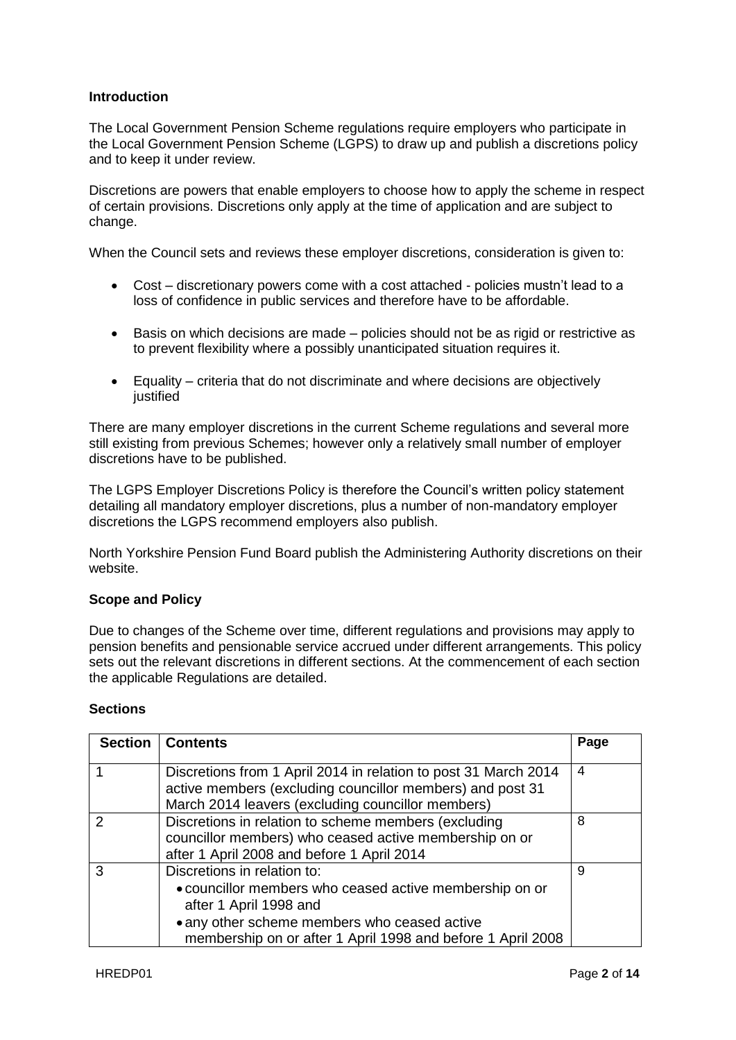## Introduction

The Local Government Pension Scheme regulations require employers who participate in the Local Government Pension Scheme (LGPS) to draw up and publish a discretions policy and to keep it under review.

Discretions are powers that enable employers to choose how to apply the scheme in respect of certain provisions. Discretions only apply at the time of application and are subject to change.

When the Council sets and reviews these employer discretions, consideration is given to:

- Cost – discretionary powers come with a cost attached - policies mustn't lead to a loss of confidence in public services and therefore have to be affordable.
- Basis on which decisions are made – policies should not be as rigid or restrictive as to prevent flexibility where a possibly unanticipated situation requires it.
- Equality – criteria that do not discriminate and where decisions are objectively justified

There are many employer discretions in the current Scheme regulations and several more still existing from previous Schemes; however only a relatively small number of employer discretions have to be published.

The LGPS Employer Discretions Policy is therefore the Council's written policy statement detailing all mandatory employer discretions, plus a number of non-mandatory employer discretions the LGPS recommend employers also publish.

North Yorkshire Pension Fund Board publish the Administering Authority discretions on their website.

## Scope and Policy

Due to changes of the Scheme over time, different regulations and provisions may apply to pension benefits and pensionable service accrued under different arrangements. This policy sets out the relevant discretions in different sections. At the commencement of each section the applicable Regulations are detailed.

## Sections

| Section | Contents | Page |
|---|---|---|
| 1 | Discretions from 1 April 2014 in relation to post 31 March 2014 active members (excluding councillor members) and post 31 March 2014 leavers (excluding councillor members) | 4 |
| 2 | Discretions in relation to scheme members (excluding councillor members) who ceased active membership on or after 1 April 2008 and before 1 April 2014 | 8 |
| 3 | Discretions in relation to:<br>• councillor members who ceased active membership on or after 1 April 1998 and<br>• any other scheme members who ceased active membership on or after 1 April 1998 and before 1 April 2008 | 9 |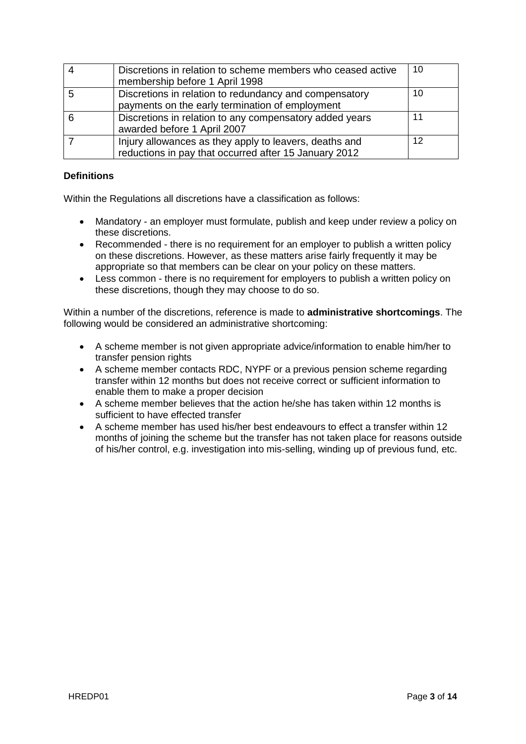| | | |
|---|---|---|
| 4 | Discretions in relation to scheme members who ceased active membership before 1 April 1998 | 10 |
| 5 | Discretions in relation to redundancy and compensatory payments on the early termination of employment | 10 |
| 6 | Discretions in relation to any compensatory added years awarded before 1 April 2007 | 11 |
| 7 | Injury allowances as they apply to leavers, deaths and reductions in pay that occurred after 15 January 2012 | 12 |

**Definitions**

Within the Regulations all discretions have a classification as follows:

- Mandatory - an employer must formulate, publish and keep under review a policy on these discretions.
- Recommended - there is no requirement for an employer to publish a written policy on these discretions. However, as these matters arise fairly frequently it may be appropriate so that members can be clear on your policy on these matters.
- Less common - there is no requirement for employers to publish a written policy on these discretions, though they may choose to do so.

Within a number of the discretions, reference is made to **administrative shortcomings**. The following would be considered an administrative shortcoming:

- A scheme member is not given appropriate advice/information to enable him/her to transfer pension rights
- A scheme member contacts RDC, NYPF or a previous pension scheme regarding transfer within 12 months but does not receive correct or sufficient information to enable them to make a proper decision
- A scheme member believes that the action he/she has taken within 12 months is sufficient to have effected transfer
- A scheme member has used his/her best endeavours to effect a transfer within 12 months of joining the scheme but the transfer has not taken place for reasons outside of his/her control, e.g. investigation into mis-selling, winding up of previous fund, etc.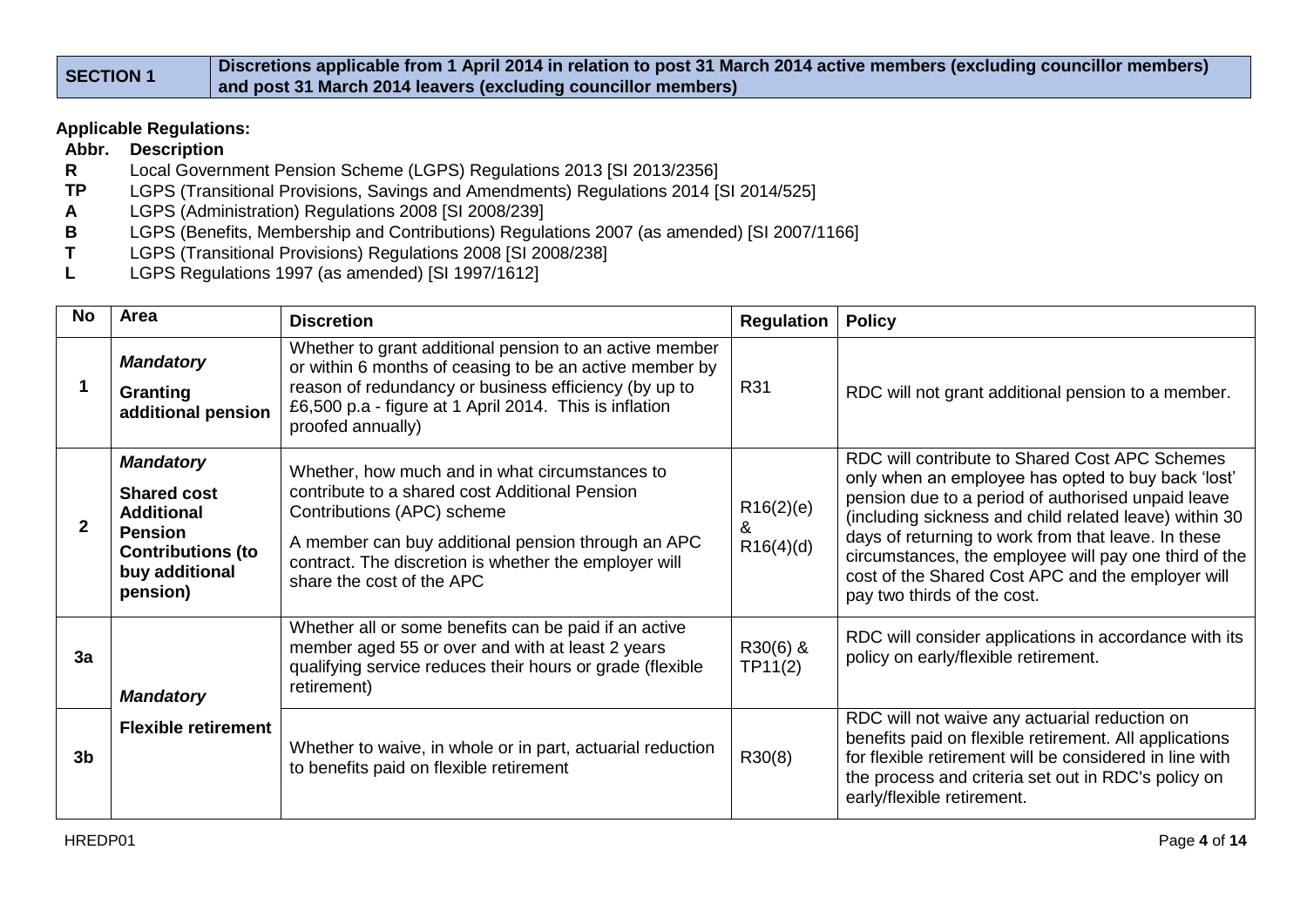| SECTION 1 | Discretions applicable from 1 April 2014 in relation to post 31 March 2014 active members (excluding councillor members) and post 31 March 2014 leavers (excluding councillor members) |
|---|---|

**Applicable Regulations:**

| Abbr. | Description |
|---|---|
| **R** | Local Government Pension Scheme (LGPS) Regulations 2013 [SI 2013/2356] |
| **TP** | LGPS (Transitional Provisions, Savings and Amendments) Regulations 2014 [SI 2014/525] |
| **A** | LGPS (Administration) Regulations 2008 [SI 2008/239] |
| **B** | LGPS (Benefits, Membership and Contributions) Regulations 2007 (as amended) [SI 2007/1166] |
| **T** | LGPS (Transitional Provisions) Regulations 2008 [SI 2008/238] |
| **L** | LGPS Regulations 1997 (as amended) [SI 1997/1612] |

| No | Area | Discretion | Regulation | Policy |
|---|---|---|---|---|
| **1** | ***Mandatory*** **Granting additional pension** | Whether to grant additional pension to an active member or within 6 months of ceasing to be an active member by reason of redundancy or business efficiency (by up to £6,500 p.a - figure at 1 April 2014. This is inflation proofed annually) | R31 | RDC will not grant additional pension to a member. |
| **2** | ***Mandatory*** **Shared cost Additional Pension Contributions (to buy additional pension)** | Whether, how much and in what circumstances to contribute to a shared cost Additional Pension Contributions (APC) scheme<br>A member can buy additional pension through an APC contract. The discretion is whether the employer will share the cost of the APC | R16(2)(e) & R16(4)(d) | RDC will contribute to Shared Cost APC Schemes only when an employee has opted to buy back 'lost' pension due to a period of authorised unpaid leave (including sickness and child related leave) within 30 days of returning to work from that leave. In these circumstances, the employee will pay one third of the cost of the Shared Cost APC and the employer will pay two thirds of the cost. |
| **3a** | ***Mandatory*** **Flexible retirement** | Whether all or some benefits can be paid if an active member aged 55 or over and with at least 2 years qualifying service reduces their hours or grade (flexible retirement) | R30(6) & TP11(2) | RDC will consider applications in accordance with its policy on early/flexible retirement. |
| **3b** | | Whether to waive, in whole or in part, actuarial reduction to benefits paid on flexible retirement | R30(8) | RDC will not waive any actuarial reduction on benefits paid on flexible retirement. All applications for flexible retirement will be considered in line with the process and criteria set out in RDC's policy on early/flexible retirement. |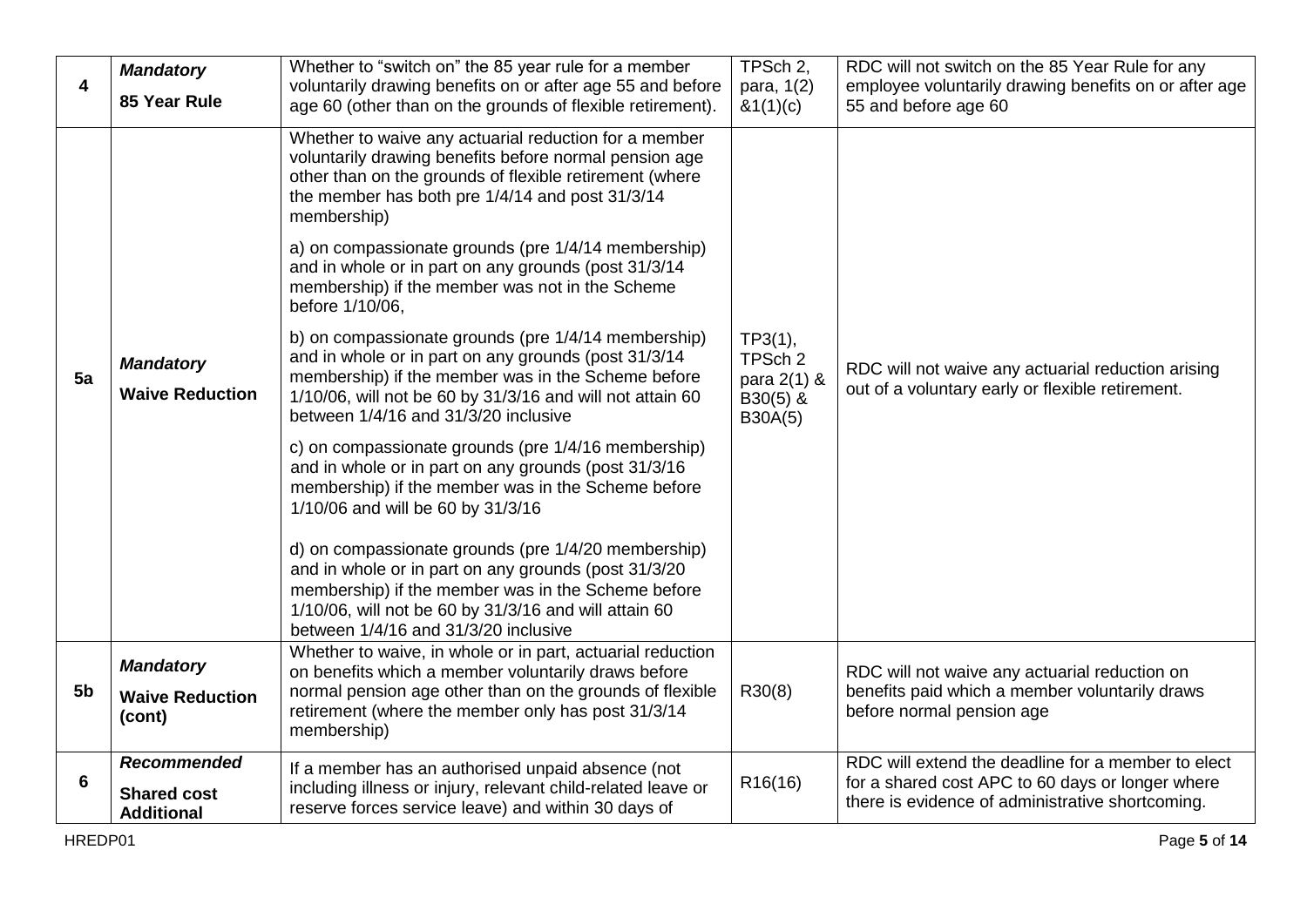| 4 | ***Mandatory*** **85 Year Rule** | Whether to "switch on" the 85 year rule for a member voluntarily drawing benefits on or after age 55 and before age 60 (other than on the grounds of flexible retirement). | TPSch 2, para, 1(2) &1(1)(c) | RDC will not switch on the 85 Year Rule for any employee voluntarily drawing benefits on or after age 55 and before age 60 |
|---|---|---|---|---|
| 5a | ***Mandatory*** **Waive Reduction** | Whether to waive any actuarial reduction for a member voluntarily drawing benefits before normal pension age other than on the grounds of flexible retirement (where the member has both pre 1/4/14 and post 31/3/14 membership)<br><br>a) on compassionate grounds (pre 1/4/14 membership) and in whole or in part on any grounds (post 31/3/14 membership) if the member was not in the Scheme before 1/10/06,<br><br>b) on compassionate grounds (pre 1/4/14 membership) and in whole or in part on any grounds (post 31/3/14 membership) if the member was in the Scheme before 1/10/06, will not be 60 by 31/3/16 and will not attain 60 between 1/4/16 and 31/3/20 inclusive<br><br>c) on compassionate grounds (pre 1/4/16 membership) and in whole or in part on any grounds (post 31/3/16 membership) if the member was in the Scheme before 1/10/06 and will be 60 by 31/3/16<br><br>d) on compassionate grounds (pre 1/4/20 membership) and in whole or in part on any grounds (post 31/3/20 membership) if the member was in the Scheme before 1/10/06, will not be 60 by 31/3/16 and will attain 60 between 1/4/16 and 31/3/20 inclusive | TP3(1), TPSch 2 para 2(1) & B30(5) & B30A(5) | RDC will not waive any actuarial reduction arising out of a voluntary early or flexible retirement. |
| 5b | ***Mandatory*** **Waive Reduction (cont)** | Whether to waive, in whole or in part, actuarial reduction on benefits which a member voluntarily draws before normal pension age other than on the grounds of flexible retirement (where the member only has post 31/3/14 membership) | R30(8) | RDC will not waive any actuarial reduction on benefits paid which a member voluntarily draws before normal pension age |
| 6 | ***Recommended*** **Shared cost Additional** | If a member has an authorised unpaid absence (not including illness or injury, relevant child-related leave or reserve forces service leave) and within 30 days of | R16(16) | RDC will extend the deadline for a member to elect for a shared cost APC to 60 days or longer where there is evidence of administrative shortcoming. |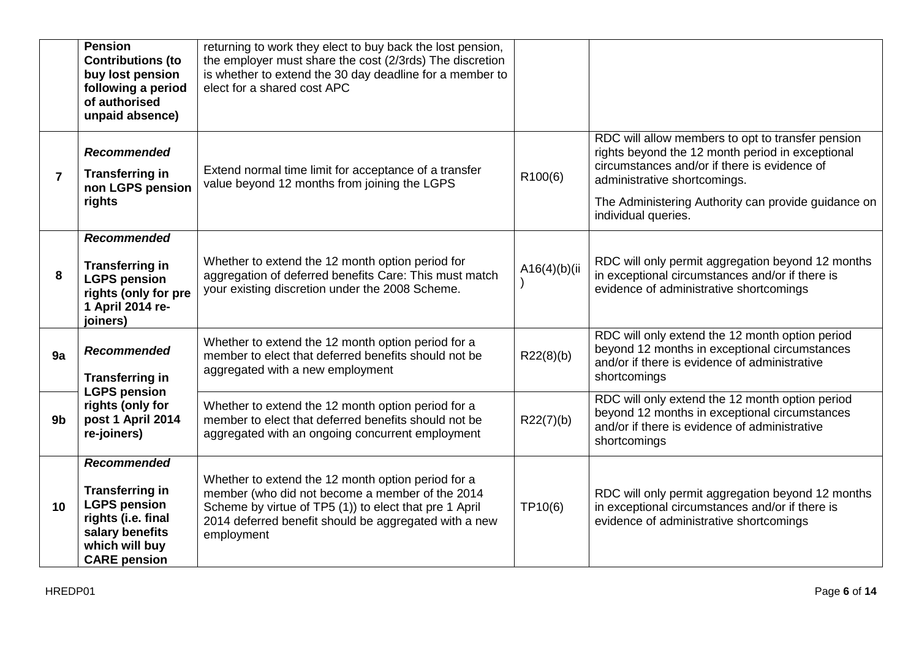| | | | | |
|---|---|---|---|---|
| | **Pension Contributions (to buy lost pension following a period of authorised unpaid absence)** | returning to work they elect to buy back the lost pension, the employer must share the cost (2/3rds) The discretion is whether to extend the 30 day deadline for a member to elect for a shared cost APC | | |
| **7** | ***Recommended*** **Transferring in non LGPS pension rights** | Extend normal time limit for acceptance of a transfer value beyond 12 months from joining the LGPS | R100(6) | RDC will allow members to opt to transfer pension rights beyond the 12 month period in exceptional circumstances and/or if there is evidence of administrative shortcomings. The Administering Authority can provide guidance on individual queries. |
| **8** | ***Recommended*** **Transferring in LGPS pension rights (only for pre 1 April 2014 re-joiners)** | Whether to extend the 12 month option period for aggregation of deferred benefits Care: This must match your existing discretion under the 2008 Scheme. | A16(4)(b)(ii) | RDC will only permit aggregation beyond 12 months in exceptional circumstances and/or if there is evidence of administrative shortcomings |
| **9a** | ***Recommended*** **Transferring in LGPS pension rights (only for post 1 April 2014 re-joiners)** | Whether to extend the 12 month option period for a member to elect that deferred benefits should not be aggregated with a new employment | R22(8)(b) | RDC will only extend the 12 month option period beyond 12 months in exceptional circumstances and/or if there is evidence of administrative shortcomings |
| **9b** | | Whether to extend the 12 month option period for a member to elect that deferred benefits should not be aggregated with an ongoing concurrent employment | R22(7)(b) | RDC will only extend the 12 month option period beyond 12 months in exceptional circumstances and/or if there is evidence of administrative shortcomings |
| **10** | ***Recommended*** **Transferring in LGPS pension rights (i.e. final salary benefits which will buy CARE pension** | Whether to extend the 12 month option period for a member (who did not become a member of the 2014 Scheme by virtue of TP5 (1)) to elect that pre 1 April 2014 deferred benefit should be aggregated with a new employment | TP10(6) | RDC will only permit aggregation beyond 12 months in exceptional circumstances and/or if there is evidence of administrative shortcomings |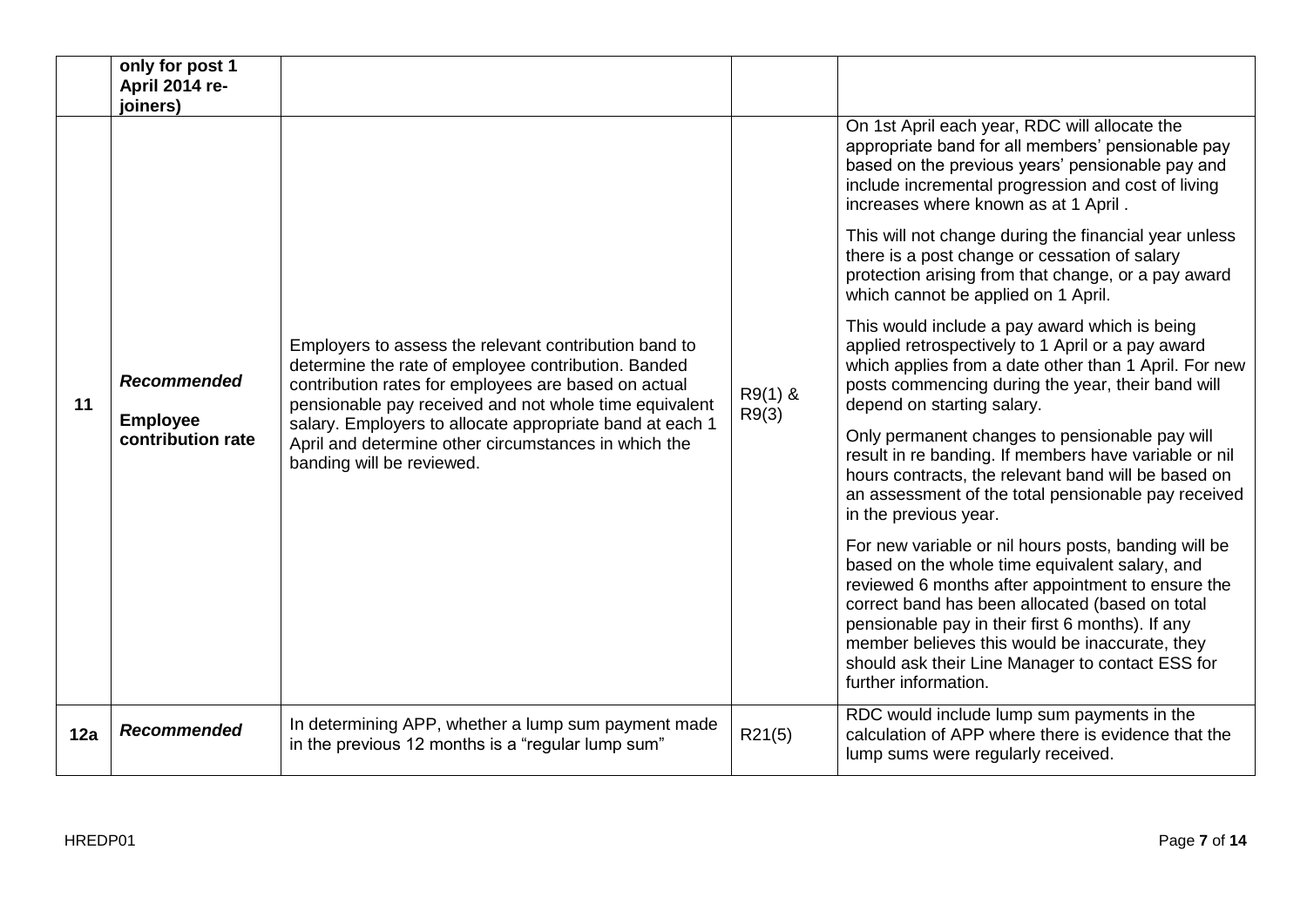|  |  |  |  |  |
|---|---|---|---|---|
|  | **only for post 1 April 2014 re-joiners)** |  |  |  |
| **11** | ***Recommended*** **Employee contribution rate** | Employers to assess the relevant contribution band to determine the rate of employee contribution. Banded contribution rates for employees are based on actual pensionable pay received and not whole time equivalent salary. Employers to allocate appropriate band at each 1 April and determine other circumstances in which the banding will be reviewed. | R9(1) & R9(3) | On 1st April each year, RDC will allocate the appropriate band for all members' pensionable pay based on the previous years' pensionable pay and include incremental progression and cost of living increases where known as at 1 April . This will not change during the financial year unless there is a post change or cessation of salary protection arising from that change, or a pay award which cannot be applied on 1 April. This would include a pay award which is being applied retrospectively to 1 April or a pay award which applies from a date other than 1 April. For new posts commencing during the year, their band will depend on starting salary. Only permanent changes to pensionable pay will result in re banding. If members have variable or nil hours contracts, the relevant band will be based on an assessment of the total pensionable pay received in the previous year. For new variable or nil hours posts, banding will be based on the whole time equivalent salary, and reviewed 6 months after appointment to ensure the correct band has been allocated (based on total pensionable pay in their first 6 months). If any member believes this would be inaccurate, they should ask their Line Manager to contact ESS for further information. |
| **12a** | ***Recommended*** | In determining APP, whether a lump sum payment made in the previous 12 months is a "regular lump sum" | R21(5) | RDC would include lump sum payments in the calculation of APP where there is evidence that the lump sums were regularly received. |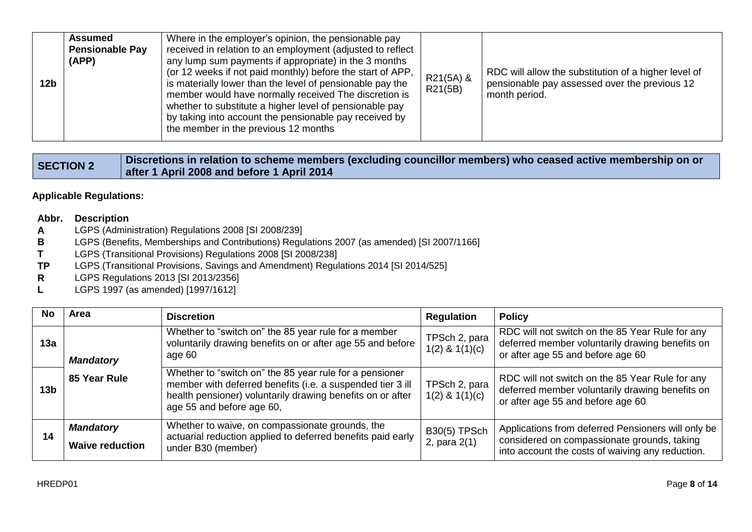| 12b | **Assumed Pensionable Pay (APP)** | Where in the employer's opinion, the pensionable pay received in relation to an employment (adjusted to reflect any lump sum payments if appropriate) in the 3 months (or 12 weeks if not paid monthly) before the start of APP, is materially lower than the level of pensionable pay the member would have normally received The discretion is whether to substitute a higher level of pensionable pay by taking into account the pensionable pay received by the member in the previous 12 months | R21(5A) & R21(5B) | RDC will allow the substitution of a higher level of pensionable pay assessed over the previous 12 month period. |
|---|---|---|---|---|

| SECTION 2 | Discretions in relation to scheme members (excluding councillor members) who ceased active membership on or after 1 April 2008 and before 1 April 2014 |
|---|---|

**Applicable Regulations:**

| Abbr. | Description |
|---|---|
| **A** | LGPS (Administration) Regulations 2008 [SI 2008/239] |
| **B** | LGPS (Benefits, Memberships and Contributions) Regulations 2007 (as amended) [SI 2007/1166] |
| **T** | LGPS (Transitional Provisions) Regulations 2008 [SI 2008/238] |
| **TP** | LGPS (Transitional Provisions, Savings and Amendment) Regulations 2014 [SI 2014/525] |
| **R** | LGPS Regulations 2013 [SI 2013/2356] |
| **L** | LGPS 1997 (as amended) [1997/1612] |

| No | Area | Discretion | Regulation | Policy |
|---|---|---|---|---|
| 13a | ***Mandatory*** **85 Year Rule** | Whether to "switch on" the 85 year rule for a member voluntarily drawing benefits on or after age 55 and before age 60 | TPSch 2, para 1(2) & 1(1)(c) | RDC will not switch on the 85 Year Rule for any deferred member voluntarily drawing benefits on or after age 55 and before age 60 |
| 13b | | Whether to "switch on" the 85 year rule for a pensioner member with deferred benefits (i.e. a suspended tier 3 ill health pensioner) voluntarily drawing benefits on or after age 55 and before age 60, | TPSch 2, para 1(2) & 1(1)(c) | RDC will not switch on the 85 Year Rule for any deferred member voluntarily drawing benefits on or after age 55 and before age 60 |
| 14 | ***Mandatory*** **Waive reduction** | Whether to waive, on compassionate grounds, the actuarial reduction applied to deferred benefits paid early under B30 (member) | B30(5) TPSch 2, para 2(1) | Applications from deferred Pensioners will only be considered on compassionate grounds, taking into account the costs of waiving any reduction. |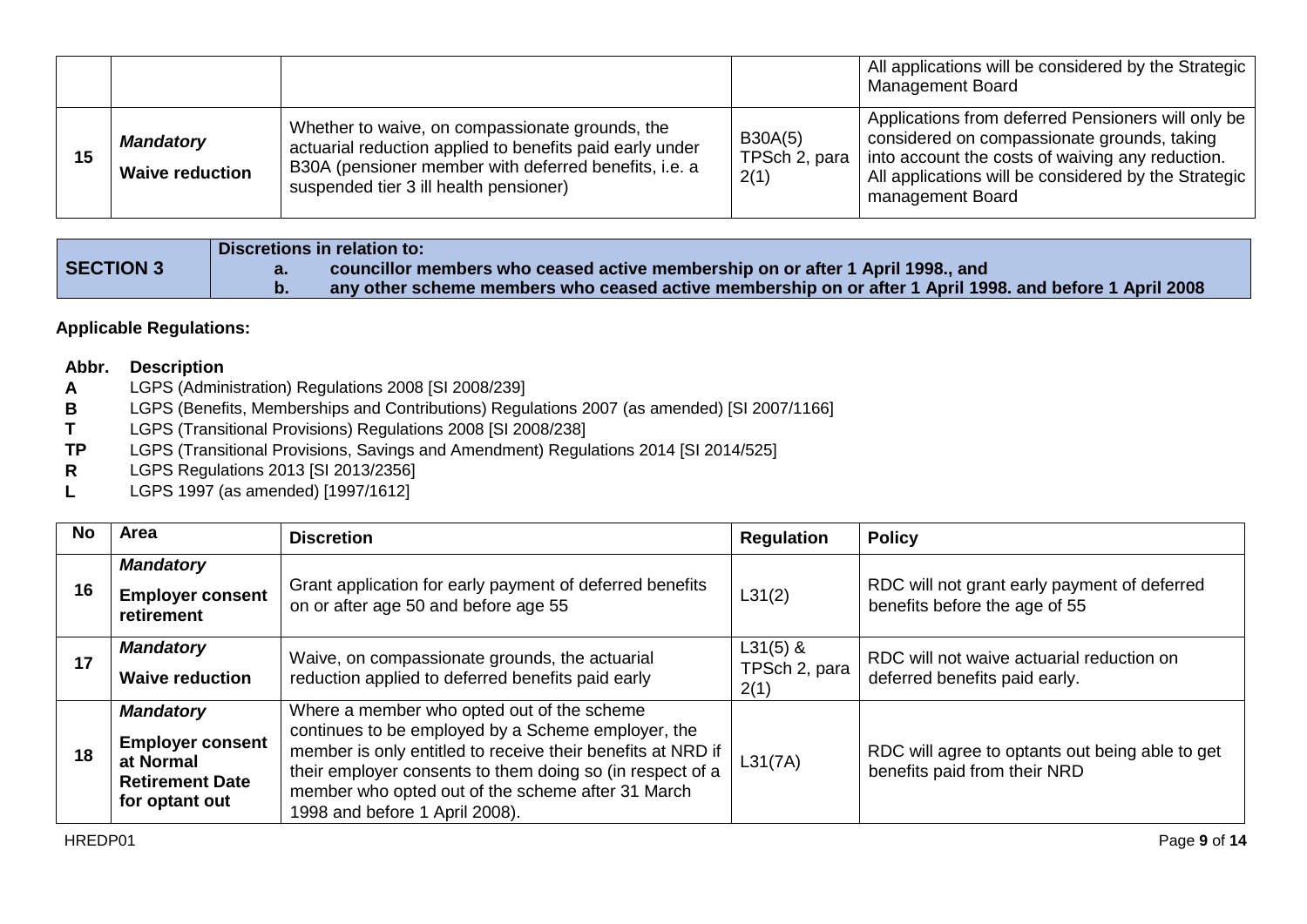| | | | | |
|---|---|---|---|---|
| | | | | All applications will be considered by the Strategic Management Board |
| 15 | ***Mandatory*** **Waive reduction** | Whether to waive, on compassionate grounds, the actuarial reduction applied to benefits paid early under B30A (pensioner member with deferred benefits, i.e. a suspended tier 3 ill health pensioner) | B30A(5) TPSch 2, para 2(1) | Applications from deferred Pensioners will only be considered on compassionate grounds, taking into account the costs of waiving any reduction. All applications will be considered by the Strategic management Board |

| **SECTION 3** | **Discretions in relation to:** **a. councillor members who ceased active membership on or after 1 April 1998., and** **b. any other scheme members who ceased active membership on or after 1 April 1998. and before 1 April 2008** |
|---|---|

**Applicable Regulations:**

| **Abbr.** | **Description** |
|---|---|
| **A** | LGPS (Administration) Regulations 2008 [SI 2008/239] |
| **B** | LGPS (Benefits, Memberships and Contributions) Regulations 2007 (as amended) [SI 2007/1166] |
| **T** | LGPS (Transitional Provisions) Regulations 2008 [SI 2008/238] |
| **TP** | LGPS (Transitional Provisions, Savings and Amendment) Regulations 2014 [SI 2014/525] |
| **R** | LGPS Regulations 2013 [SI 2013/2356] |
| **L** | LGPS 1997 (as amended) [1997/1612] |

| No | Area | Discretion | Regulation | Policy |
|---|---|---|---|---|
| 16 | ***Mandatory*** **Employer consent retirement** | Grant application for early payment of deferred benefits on or after age 50 and before age 55 | L31(2) | RDC will not grant early payment of deferred benefits before the age of 55 |
| 17 | ***Mandatory*** **Waive reduction** | Waive, on compassionate grounds, the actuarial reduction applied to deferred benefits paid early | L31(5) & TPSch 2, para 2(1) | RDC will not waive actuarial reduction on deferred benefits paid early. |
| 18 | ***Mandatory*** **Employer consent at Normal Retirement Date for optant out** | Where a member who opted out of the scheme continues to be employed by a Scheme employer, the member is only entitled to receive their benefits at NRD if their employer consents to them doing so (in respect of a member who opted out of the scheme after 31 March 1998 and before 1 April 2008). | L31(7A) | RDC will agree to optants out being able to get benefits paid from their NRD |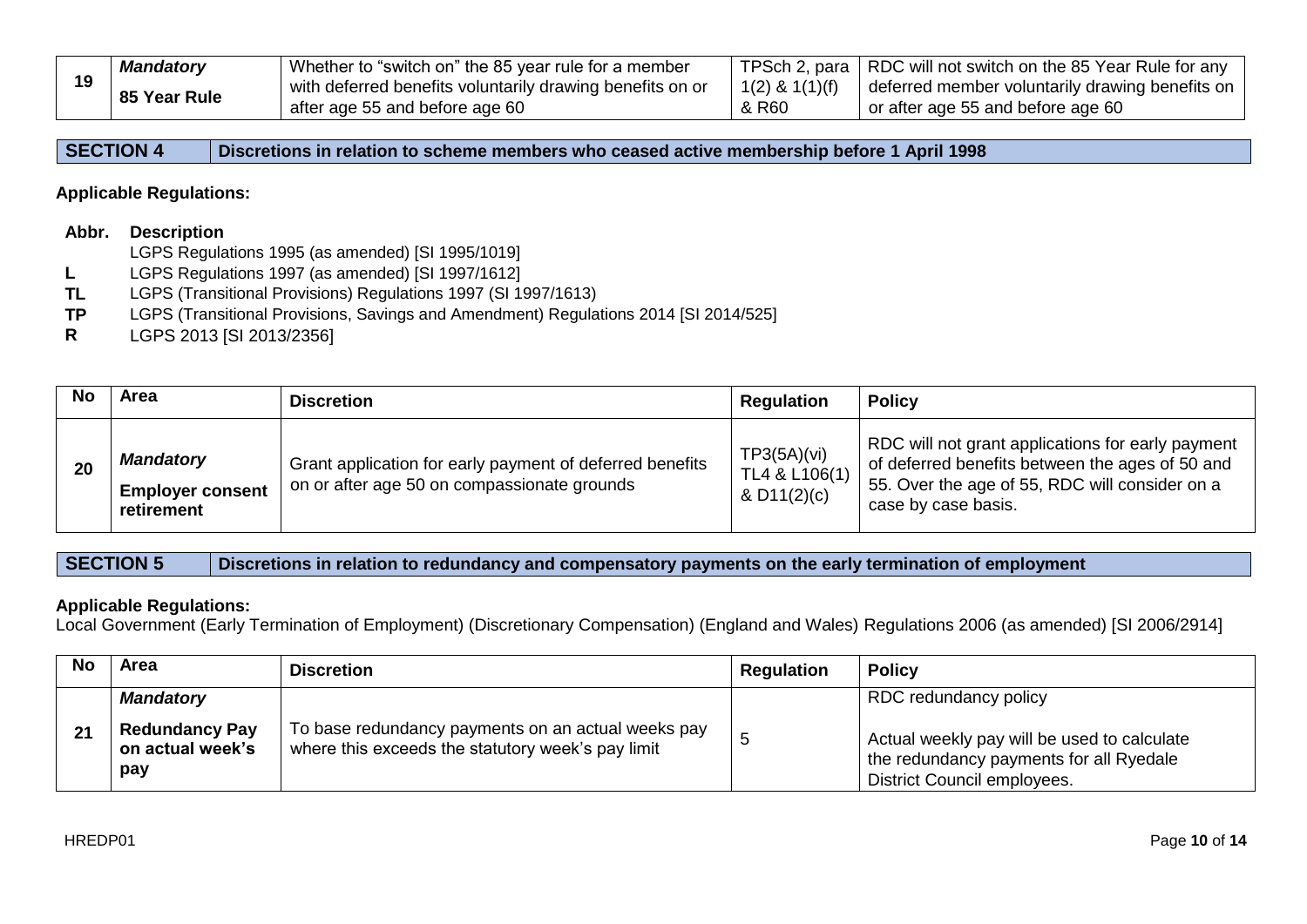| 19 | ***Mandatory*** **85 Year Rule** | Whether to "switch on" the 85 year rule for a member with deferred benefits voluntarily drawing benefits on or after age 55 and before age 60 | TPSch 2, para 1(2) & 1(1)(f) & R60 | RDC will not switch on the 85 Year Rule for any deferred member voluntarily drawing benefits on or after age 55 and before age 60 |
|---|---|---|---|---|

| SECTION 4 | Discretions in relation to scheme members who ceased active membership before 1 April 1998 |
|---|---|

**Applicable Regulations:**

| Abbr. | Description |
|---|---|
| | LGPS Regulations 1995 (as amended) [SI 1995/1019] |
| L | LGPS Regulations 1997 (as amended) [SI 1997/1612] |
| TL | LGPS (Transitional Provisions) Regulations 1997 (SI 1997/1613) |
| TP | LGPS (Transitional Provisions, Savings and Amendment) Regulations 2014 [SI 2014/525] |
| R | LGPS 2013 [SI 2013/2356] |

| No | Area | Discretion | Regulation | Policy |
|---|---|---|---|---|
| 20 | ***Mandatory*** **Employer consent retirement** | Grant application for early payment of deferred benefits on or after age 50 on compassionate grounds | TP3(5A)(vi) TL4 & L106(1) & D11(2)(c) | RDC will not grant applications for early payment of deferred benefits between the ages of 50 and 55. Over the age of 55, RDC will consider on a case by case basis. |

| SECTION 5 | Discretions in relation to redundancy and compensatory payments on the early termination of employment |
|---|---|

**Applicable Regulations:**

Local Government (Early Termination of Employment) (Discretionary Compensation) (England and Wales) Regulations 2006 (as amended) [SI 2006/2914]

| No | Area | Discretion | Regulation | Policy |
|---|---|---|---|---|
| 21 | ***Mandatory*** **Redundancy Pay on actual week's pay** | To base redundancy payments on an actual weeks pay where this exceeds the statutory week's pay limit | 5 | RDC redundancy policy<br><br>Actual weekly pay will be used to calculate the redundancy payments for all Ryedale District Council employees. |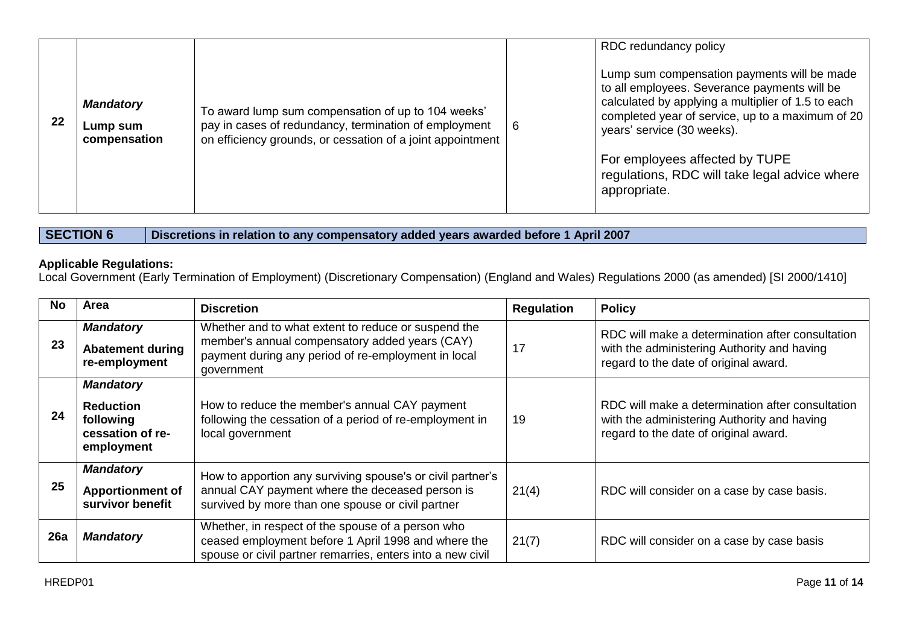| 22 | *Mandatory* **Lump sum compensation** | To award lump sum compensation of up to 104 weeks' pay in cases of redundancy, termination of employment on efficiency grounds, or cessation of a joint appointment | 6 | RDC redundancy policy<br><br>Lump sum compensation payments will be made to all employees. Severance payments will be calculated by applying a multiplier of 1.5 to each completed year of service, up to a maximum of 20 years' service (30 weeks).<br><br>For employees affected by TUPE regulations, RDC will take legal advice where appropriate. |
|---|---|---|---|---|

| SECTION 6 | Discretions in relation to any compensatory added years awarded before 1 April 2007 |
|---|---|

**Applicable Regulations:**
Local Government (Early Termination of Employment) (Discretionary Compensation) (England and Wales) Regulations 2000 (as amended) [SI 2000/1410]

| No | Area | Discretion | Regulation | Policy |
|---|---|---|---|---|
| 23 | *Mandatory* **Abatement during re-employment** | Whether and to what extent to reduce or suspend the member's annual compensatory added years (CAY) payment during any period of re-employment in local government | 17 | RDC will make a determination after consultation with the administering Authority and having regard to the date of original award. |
| 24 | *Mandatory* **Reduction following cessation of re-employment** | How to reduce the member's annual CAY payment following the cessation of a period of re-employment in local government | 19 | RDC will make a determination after consultation with the administering Authority and having regard to the date of original award. |
| 25 | *Mandatory* **Apportionment of survivor benefit** | How to apportion any surviving spouse's or civil partner's annual CAY payment where the deceased person is survived by more than one spouse or civil partner | 21(4) | RDC will consider on a case by case basis. |
| 26a | *Mandatory* | Whether, in respect of the spouse of a person who ceased employment before 1 April 1998 and where the spouse or civil partner remarries, enters into a new civil | 21(7) | RDC will consider on a case by case basis |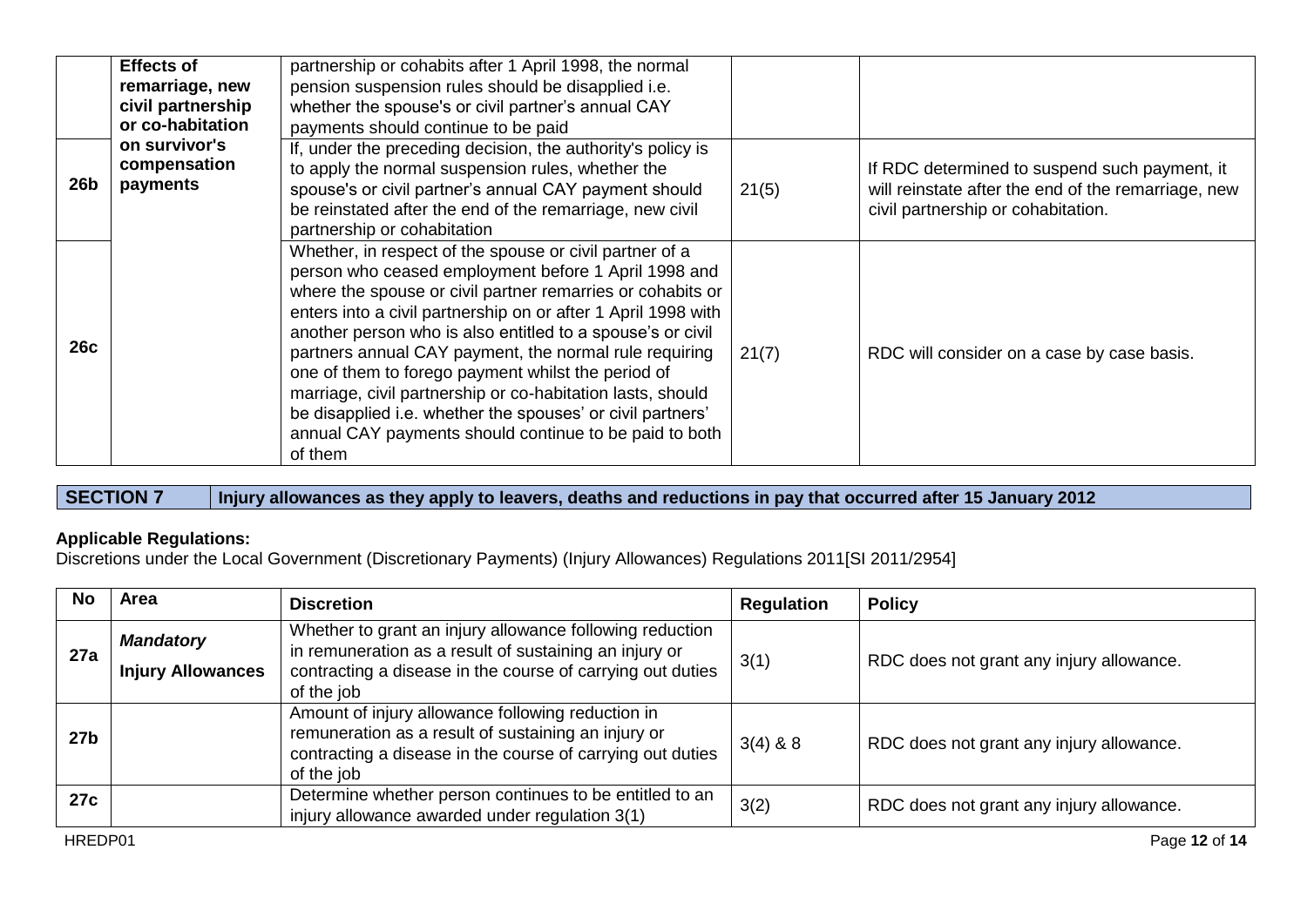| | | | | |
|---|---|---|---|---|
| | Effects of remarriage, new civil partnership or co-habitation on survivor's compensation payments | partnership or cohabits after 1 April 1998, the normal pension suspension rules should be disapplied i.e. whether the spouse's or civil partner's annual CAY payments should continue to be paid | | |
| 26b | | If, under the preceding decision, the authority's policy is to apply the normal suspension rules, whether the spouse's or civil partner's annual CAY payment should be reinstated after the end of the remarriage, new civil partnership or cohabitation | 21(5) | If RDC determined to suspend such payment, it will reinstate after the end of the remarriage, new civil partnership or cohabitation. |
| 26c | | Whether, in respect of the spouse or civil partner of a person who ceased employment before 1 April 1998 and where the spouse or civil partner remarries or cohabits or enters into a civil partnership on or after 1 April 1998 with another person who is also entitled to a spouse's or civil partners annual CAY payment, the normal rule requiring one of them to forego payment whilst the period of marriage, civil partnership or co-habitation lasts, should be disapplied i.e. whether the spouses' or civil partners' annual CAY payments should continue to be paid to both of them | 21(7) | RDC will consider on a case by case basis. |

## SECTION 7 Injury allowances as they apply to leavers, deaths and reductions in pay that occurred after 15 January 2012

**Applicable Regulations:**

Discretions under the Local Government (Discretionary Payments) (Injury Allowances) Regulations 2011[SI 2011/2954]

| No | Area | Discretion | Regulation | Policy |
|---|---|---|---|---|
| 27a | ***Mandatory Injury Allowances*** | Whether to grant an injury allowance following reduction in remuneration as a result of sustaining an injury or contracting a disease in the course of carrying out duties of the job | 3(1) | RDC does not grant any injury allowance. |
| 27b | | Amount of injury allowance following reduction in remuneration as a result of sustaining an injury or contracting a disease in the course of carrying out duties of the job | 3(4) & 8 | RDC does not grant any injury allowance. |
| 27c | | Determine whether person continues to be entitled to an injury allowance awarded under regulation 3(1) | 3(2) | RDC does not grant any injury allowance. |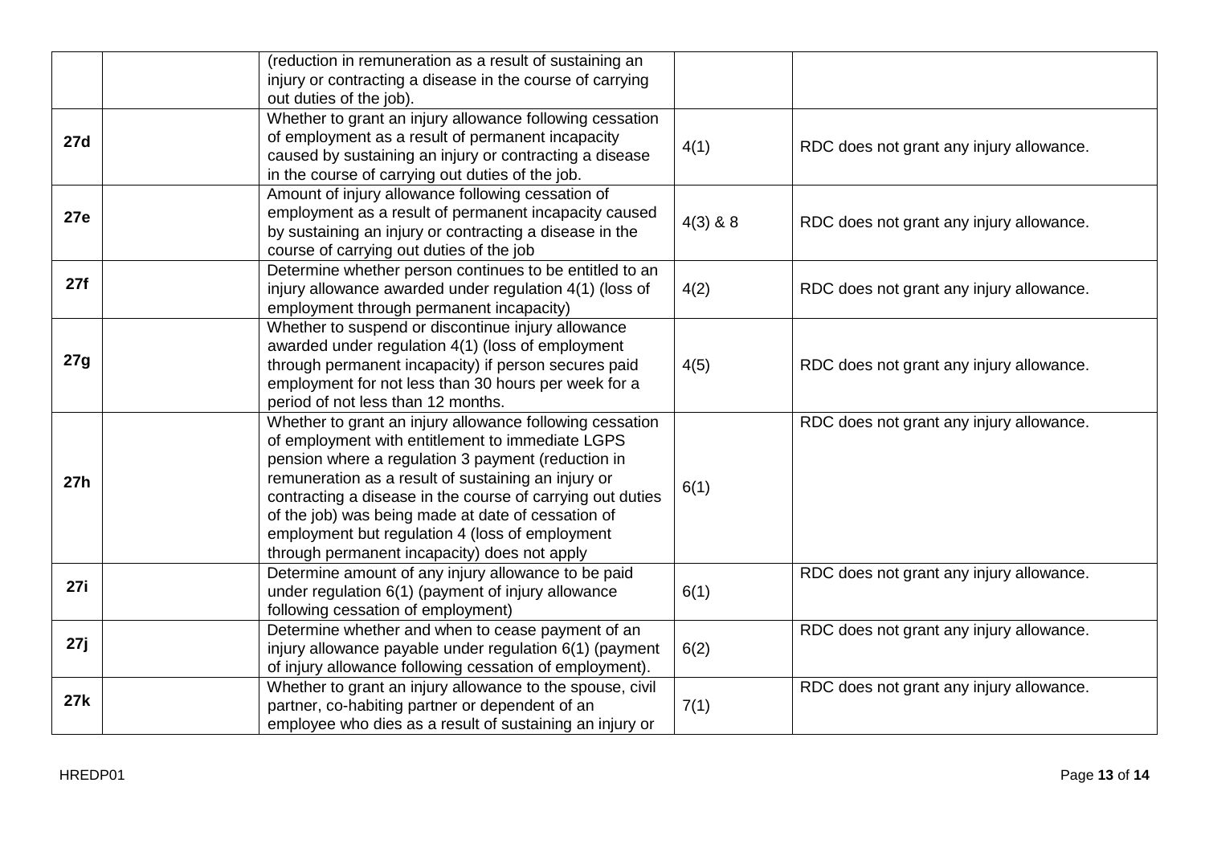| | | | | |
|---|---|---|---|---|
| | | (reduction in remuneration as a result of sustaining an injury or contracting a disease in the course of carrying out duties of the job). | | |
| **27d** | | Whether to grant an injury allowance following cessation of employment as a result of permanent incapacity caused by sustaining an injury or contracting a disease in the course of carrying out duties of the job. | 4(1) | RDC does not grant any injury allowance. |
| **27e** | | Amount of injury allowance following cessation of employment as a result of permanent incapacity caused by sustaining an injury or contracting a disease in the course of carrying out duties of the job | 4(3) & 8 | RDC does not grant any injury allowance. |
| **27f** | | Determine whether person continues to be entitled to an injury allowance awarded under regulation 4(1) (loss of employment through permanent incapacity) | 4(2) | RDC does not grant any injury allowance. |
| **27g** | | Whether to suspend or discontinue injury allowance awarded under regulation 4(1) (loss of employment through permanent incapacity) if person secures paid employment for not less than 30 hours per week for a period of not less than 12 months. | 4(5) | RDC does not grant any injury allowance. |
| **27h** | | Whether to grant an injury allowance following cessation of employment with entitlement to immediate LGPS pension where a regulation 3 payment (reduction in remuneration as a result of sustaining an injury or contracting a disease in the course of carrying out duties of the job) was being made at date of cessation of employment but regulation 4 (loss of employment through permanent incapacity) does not apply | 6(1) | RDC does not grant any injury allowance. |
| **27i** | | Determine amount of any injury allowance to be paid under regulation 6(1) (payment of injury allowance following cessation of employment) | 6(1) | RDC does not grant any injury allowance. |
| **27j** | | Determine whether and when to cease payment of an injury allowance payable under regulation 6(1) (payment of injury allowance following cessation of employment). | 6(2) | RDC does not grant any injury allowance. |
| **27k** | | Whether to grant an injury allowance to the spouse, civil partner, co-habiting partner or dependent of an employee who dies as a result of sustaining an injury or | 7(1) | RDC does not grant any injury allowance. |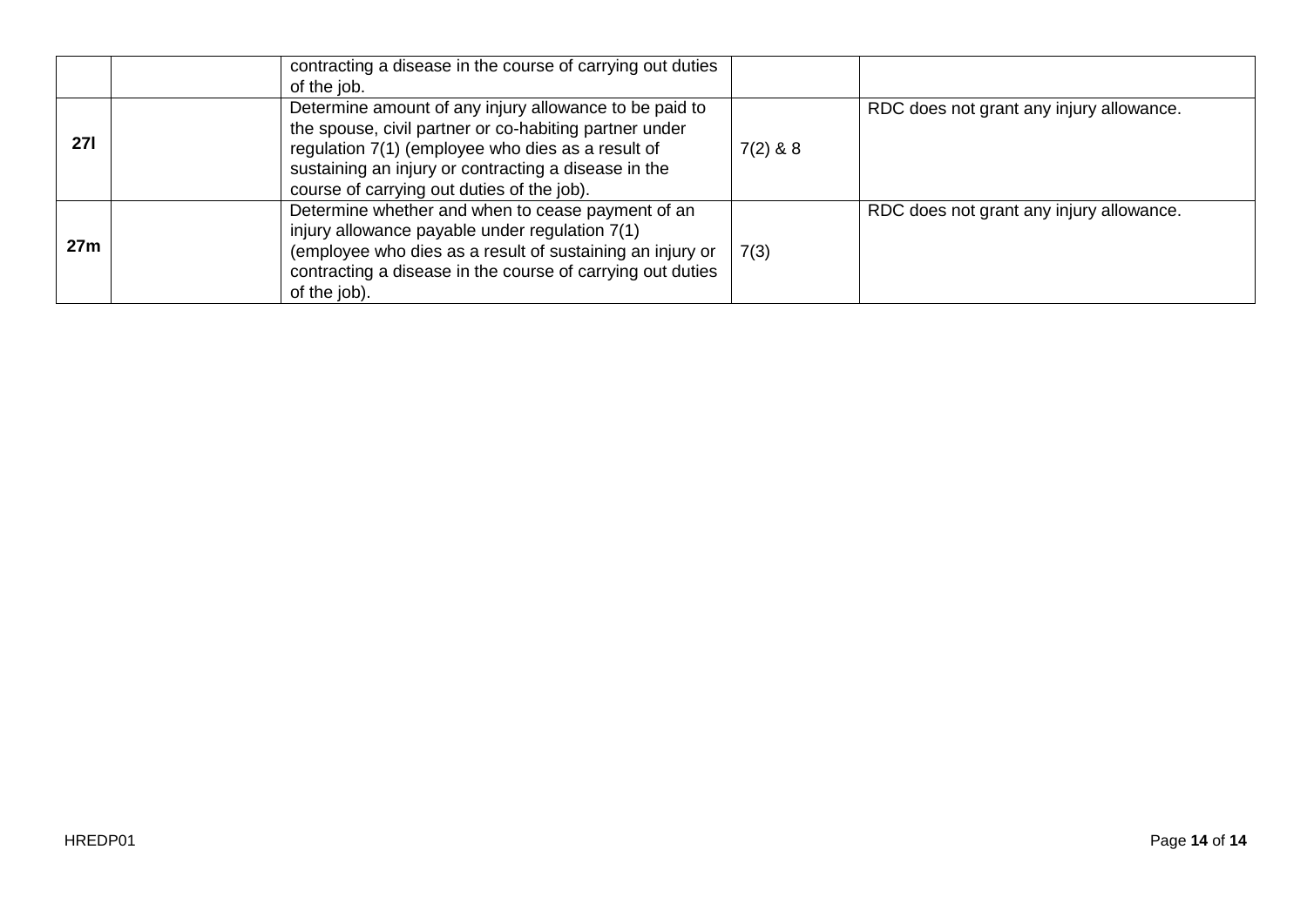| | | | | |
|---|---|---|---|---|
| | | contracting a disease in the course of carrying out duties of the job. | | |
| **27l** | | Determine amount of any injury allowance to be paid to the spouse, civil partner or co-habiting partner under regulation 7(1) (employee who dies as a result of sustaining an injury or contracting a disease in the course of carrying out duties of the job). | 7(2) & 8 | RDC does not grant any injury allowance. |
| **27m** | | Determine whether and when to cease payment of an injury allowance payable under regulation 7(1) (employee who dies as a result of sustaining an injury or contracting a disease in the course of carrying out duties of the job). | 7(3) | RDC does not grant any injury allowance. |

HREDP01